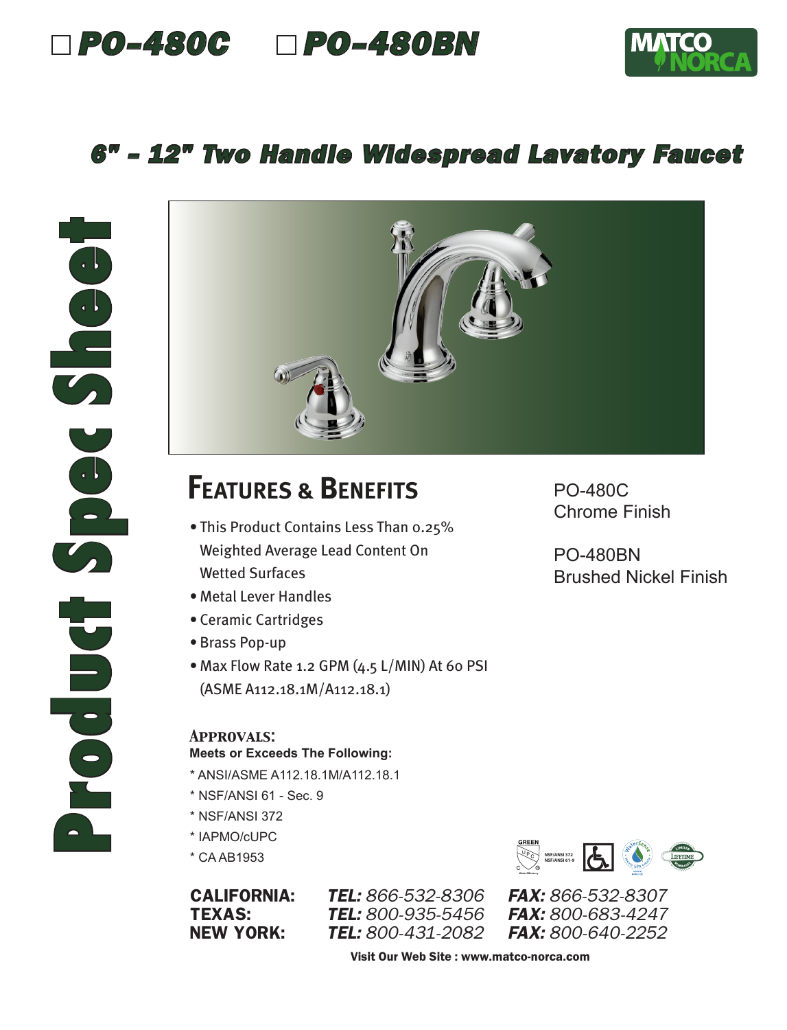☐ **PO-480C** ☐ **PO-480BN**

MATCO NORCA

# 6" - 12" Two Handle Widespread Lavatory Faucet

Product Spec Sheet

## Features & Benefits

- This Product Contains Less Than 0.25% Weighted Average Lead Content On Wetted Surfaces
- Metal Lever Handles
- Ceramic Cartridges
- Brass Pop-up
- Max Flow Rate 1.2 GPM (4.5 L/MIN) At 60 PSI (ASME A112.18.1M/A112.18.1)

PO-480C
Chrome Finish

PO-480BN
Brushed Nickel Finish

### Approvals:

**Meets or Exceeds The Following:**

* ANSI/ASME A112.18.1M/A112.18.1
* NSF/ANSI 61 - Sec. 9
* NSF/ANSI 372
* IAPMO/cUPC
* CA AB1953

| | | |
|---|---|---|
| **CALIFORNIA:** | ***TEL:*** *866-532-8306* | ***FAX:*** *866-532-8307* |
| **TEXAS:** | ***TEL:*** *800-935-5456* | ***FAX:*** *800-683-4247* |
| **NEW YORK:** | ***TEL:*** *800-431-2082* | ***FAX:*** *800-640-2252* |

**Visit Our Web Site : www.matco-norca.com**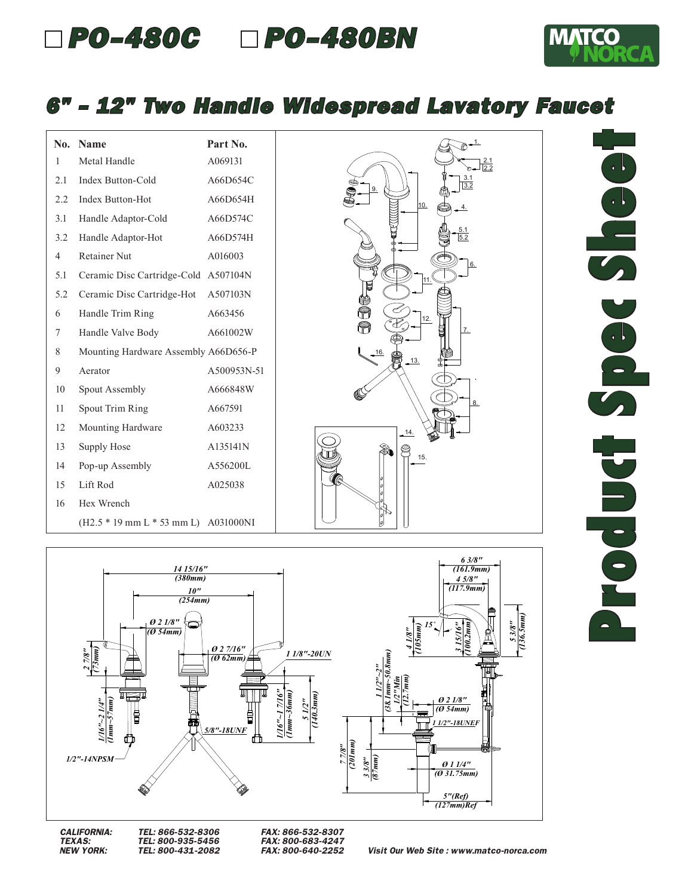# ☐ PO-480C ☐ PO-480BN

MATCO NORCA

## 6" - 12" Two Handle Widespread Lavatory Faucet

| No. | Name | Part No. |
|---|---|---|
| 1 | Metal Handle | A069131 |
| 2.1 | Index Button-Cold | A66D654C |
| 2.2 | Index Button-Hot | A66D654H |
| 3.1 | Handle Adaptor-Cold | A66D574C |
| 3.2 | Handle Adaptor-Hot | A66D574H |
| 4 | Retainer Nut | A016003 |
| 5.1 | Ceramic Disc Cartridge-Cold | A507104N |
| 5.2 | Ceramic Disc Cartridge-Hot | A507103N |
| 6 | Handle Trim Ring | A663456 |
| 7 | Handle Valve Body | A661002W |
| 8 | Mounting Hardware Assembly | A66D656-P |
| 9 | Aerator | A500953N-51 |
| 10 | Spout Assembly | A666848W |
| 11 | Spout Trim Ring | A667591 |
| 12 | Mounting Hardware | A603233 |
| 13 | Supply Hose | A135141N |
| 14 | Pop-up Assembly | A556200L |
| 15 | Lift Rod | A025038 |
| 16 | Hex Wrench<br>(H2.5 * 19 mm L * 53 mm L) | A031000NI |

1. 2.1 2.2 3.1 3.2 4. 5.1 5.2 6. 7. 8. 9. 10. 11. 12. 13. 14. 15. 16.

14 15/16" (380mm)
10" (254mm)
Ø 2 1/8" (Ø 54mm)
Ø 2 7/16" (Ø 62mm)
1 1/8"-20UN
2 7/8" (73mm)
1/16"~2 1/4" (1mm~57mm)
1/16"~1 7/16" (1mm~36mm)
5 1/2" (140.3mm)
5/8"-18UNF
1/2"-14NPSM

6 3/8" (161.9mm)
4 5/8" (117.9mm)
15°
4 1/8" (105mm)
3 15/16" (100.2mm)
5 3/8" (136.5mm)
1 1/2"~2" (38.1mm~50.8mm)
1/2"Min (12.7mm)
Ø 2 1/8" (Ø 54mm)
1 1/2"-18UNEF
7 7/8" (201mm)
3 3/8" (87mm)
Ø 1 1/4" (Ø 31.75mm)
5"(Ref) (127mm)Ref

Product Spec Sheet

| | | |
|---|---|---|
| CALIFORNIA: | TEL: 866-532-8306 | FAX: 866-532-8307 |
| TEXAS: | TEL: 800-935-5456 | FAX: 800-683-4247 |
| NEW YORK: | TEL: 800-431-2082 | FAX: 800-640-2252 |

Visit Our Web Site : www.matco-norca.com